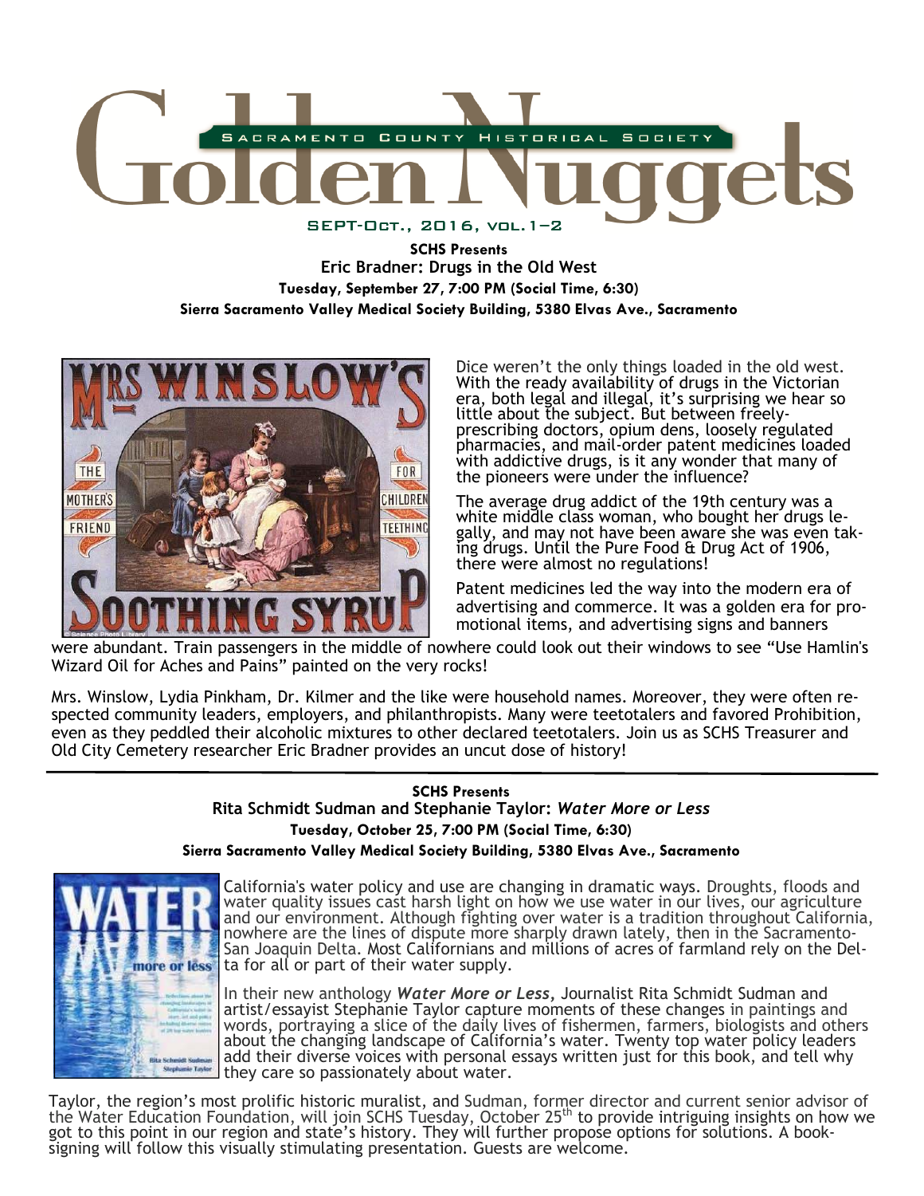# Golden Nuggets

Sacramento County Historical Society

SEPT-OCT., 2016, VOL. 1–2

**SCHS Presents**
**Eric Bradner: Drugs in the Old West**
**Tuesday, September 27, 7:00 PM (Social Time, 6:30)**
**Sierra Sacramento Valley Medical Society Building, 5380 Elvas Ave., Sacramento**

Dice weren't the only things loaded in the old west. With the ready availability of drugs in the Victorian era, both legal and illegal, it's surprising we hear so little about the subject. But between freely-prescribing doctors, opium dens, loosely regulated pharmacies, and mail-order patent medicines loaded with addictive drugs, is it any wonder that many of the pioneers were under the influence?

The average drug addict of the 19th century was a white middle class woman, who bought her drugs legally, and may not have been aware she was even taking drugs. Until the Pure Food & Drug Act of 1906, there were almost no regulations!

Patent medicines led the way into the modern era of advertising and commerce. It was a golden era for promotional items, and advertising signs and banners were abundant. Train passengers in the middle of nowhere could look out their windows to see "Use Hamlin's Wizard Oil for Aches and Pains" painted on the very rocks!

Mrs. Winslow, Lydia Pinkham, Dr. Kilmer and the like were household names. Moreover, they were often respected community leaders, employers, and philanthropists. Many were teetotalers and favored Prohibition, even as they peddled their alcoholic mixtures to other declared teetotalers. Join us as SCHS Treasurer and Old City Cemetery researcher Eric Bradner provides an uncut dose of history!

---

**SCHS Presents**
**Rita Schmidt Sudman and Stephanie Taylor: *Water More or Less***
**Tuesday, October 25, 7:00 PM (Social Time, 6:30)**
**Sierra Sacramento Valley Medical Society Building, 5380 Elvas Ave., Sacramento**

California's water policy and use are changing in dramatic ways. Droughts, floods and water quality issues cast harsh light on how we use water in our lives, our agriculture and our environment. Although fighting over water is a tradition throughout California, nowhere are the lines of dispute more sharply drawn lately, then in the Sacramento-San Joaquin Delta. Most Californians and millions of acres of farmland rely on the Delta for all or part of their water supply.

In their new anthology ***Water More or Less***, Journalist Rita Schmidt Sudman and artist/essayist Stephanie Taylor capture moments of these changes in paintings and words, portraying a slice of the daily lives of fishermen, farmers, biologists and others about the changing landscape of California's water. Twenty top water policy leaders add their diverse voices with personal essays written just for this book, and tell why they care so passionately about water.

Taylor, the region's most prolific historic muralist, and Sudman, former director and current senior advisor of the Water Education Foundation, will join SCHS Tuesday, October 25th to provide intriguing insights on how we got to this point in our region and state's history. They will further propose options for solutions. A book-signing will follow this visually stimulating presentation. Guests are welcome.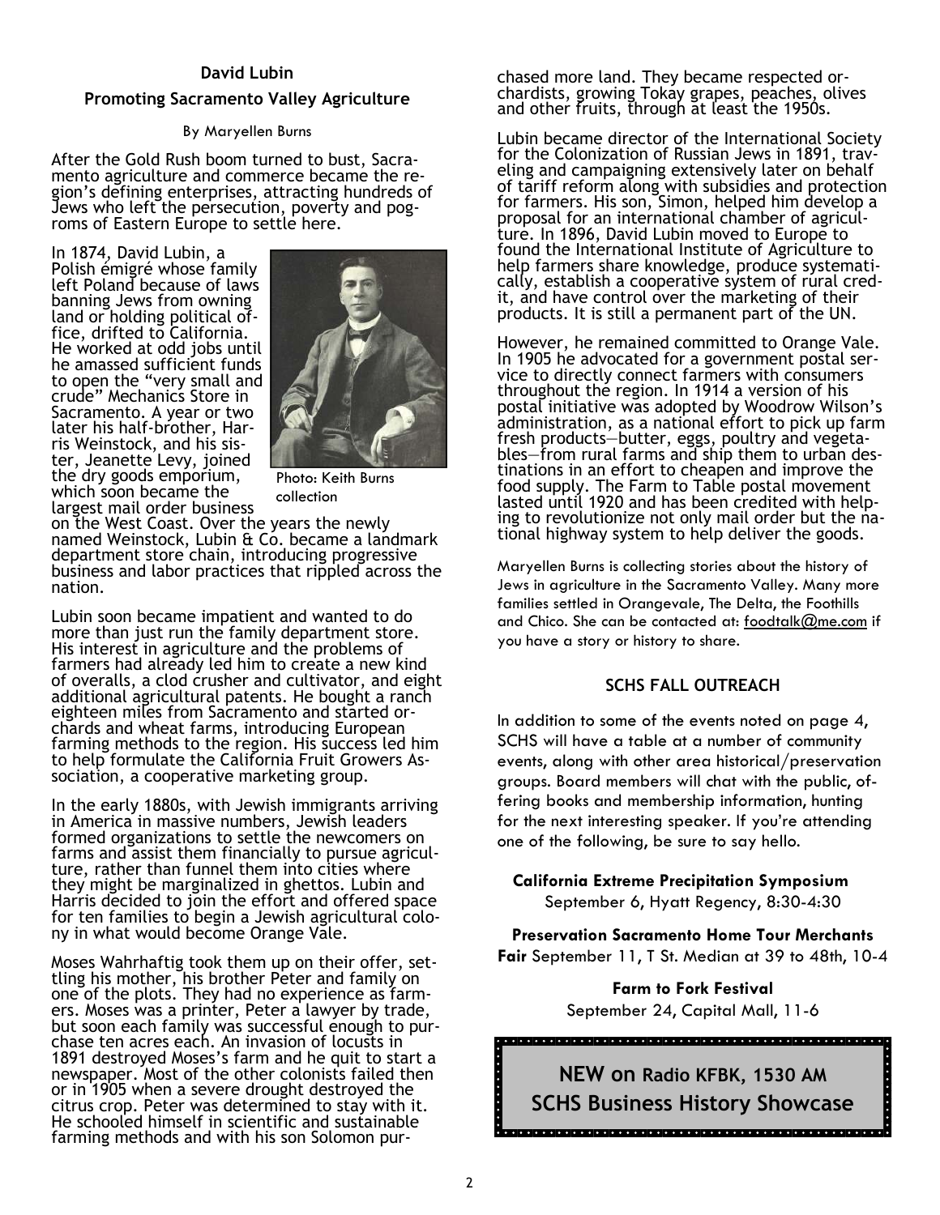### David Lubin

### Promoting Sacramento Valley Agriculture

By Maryellen Burns

After the Gold Rush boom turned to bust, Sacramento agriculture and commerce became the region's defining enterprises, attracting hundreds of Jews who left the persecution, poverty and pogroms of Eastern Europe to settle here.

In 1874, David Lubin, a Polish émigré whose family left Poland because of laws banning Jews from owning land or holding political office, drifted to California. He worked at odd jobs until he amassed sufficient funds to open the "very small and crude" Mechanics Store in Sacramento. A year or two later his half-brother, Harris Weinstock, and his sister, Jeanette Levy, joined the dry goods emporium, which soon became the largest mail order business on the West Coast. Over the years the newly named Weinstock, Lubin & Co. became a landmark department store chain, introducing progressive business and labor practices that rippled across the nation.

Photo: Keith Burns collection

Lubin soon became impatient and wanted to do more than just run the family department store. His interest in agriculture and the problems of farmers had already led him to create a new kind of overalls, a clod crusher and cultivator, and eight additional agricultural patents. He bought a ranch eighteen miles from Sacramento and started orchards and wheat farms, introducing European farming methods to the region. His success led him to help formulate the California Fruit Growers Association, a cooperative marketing group.

In the early 1880s, with Jewish immigrants arriving in America in massive numbers, Jewish leaders formed organizations to settle the newcomers on farms and assist them financially to pursue agriculture, rather than funnel them into cities where they might be marginalized in ghettos. Lubin and Harris decided to join the effort and offered space for ten families to begin a Jewish agricultural colony in what would become Orange Vale.

Moses Wahrhaftig took them up on their offer, settling his mother, his brother Peter and family on one of the plots. They had no experience as farmers. Moses was a printer, Peter a lawyer by trade, but soon each family was successful enough to purchase ten acres each. An invasion of locusts in 1891 destroyed Moses's farm and he quit to start a newspaper. Most of the other colonists failed then or in 1905 when a severe drought destroyed the citrus crop. Peter was determined to stay with it. He schooled himself in scientific and sustainable farming methods and with his son Solomon purchased more land. They became respected orchardists, growing Tokay grapes, peaches, olives and other fruits, through at least the 1950s.

Lubin became director of the International Society for the Colonization of Russian Jews in 1891, traveling and campaigning extensively later on behalf of tariff reform along with subsidies and protection for farmers. His son, Simon, helped him develop a proposal for an international chamber of agriculture. In 1896, David Lubin moved to Europe to found the International Institute of Agriculture to help farmers share knowledge, produce systematically, establish a cooperative system of rural credit, and have control over the marketing of their products. It is still a permanent part of the UN.

However, he remained committed to Orange Vale. In 1905 he advocated for a government postal service to directly connect farmers with consumers throughout the region. In 1914 a version of his postal initiative was adopted by Woodrow Wilson's administration, as a national effort to pick up farm fresh products—butter, eggs, poultry and vegetables—from rural farms and ship them to urban destinations in an effort to cheapen and improve the food supply. The Farm to Table postal movement lasted until 1920 and has been credited with helping to revolutionize not only mail order but the national highway system to help deliver the goods.

Maryellen Burns is collecting stories about the history of Jews in agriculture in the Sacramento Valley. Many more families settled in Orangevale, The Delta, the Foothills and Chico. She can be contacted at: foodtalk@me.com if you have a story or history to share.

### SCHS FALL OUTREACH

In addition to some of the events noted on page 4, SCHS will have a table at a number of community events, along with other area historical/preservation groups. Board members will chat with the public, offering books and membership information, hunting for the next interesting speaker. If you're attending one of the following, be sure to say hello.

**California Extreme Precipitation Symposium**
September 6, Hyatt Regency, 8:30-4:30

**Preservation Sacramento Home Tour Merchants Fair** September 11, T St. Median at 39 to 48th, 10-4

**Farm to Fork Festival**
September 24, Capital Mall, 11-6

**NEW on Radio KFBK, 1530 AM**
**SCHS Business History Showcase**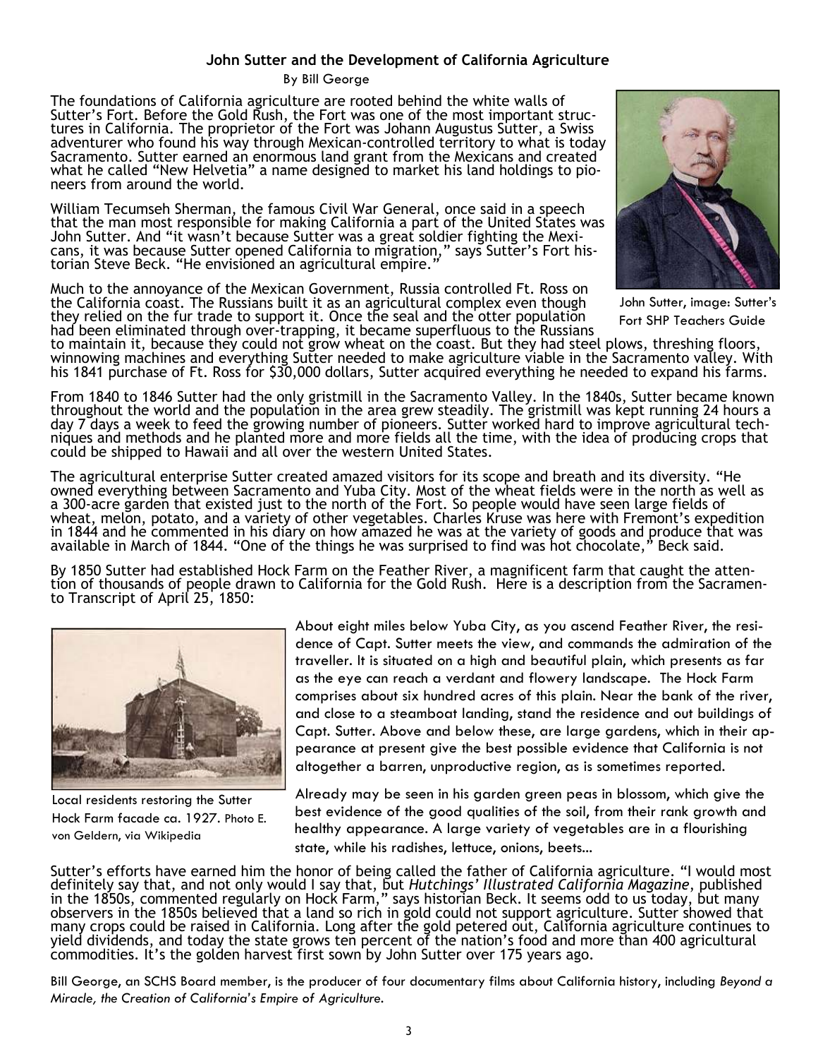## John Sutter and the Development of California Agriculture

By Bill George

The foundations of California agriculture are rooted behind the white walls of Sutter's Fort. Before the Gold Rush, the Fort was one of the most important structures in California. The proprietor of the Fort was Johann Augustus Sutter, a Swiss adventurer who found his way through Mexican-controlled territory to what is today Sacramento. Sutter earned an enormous land grant from the Mexicans and created what he called "New Helvetia" a name designed to market his land holdings to pioneers from around the world.

John Sutter, image: Sutter's Fort SHP Teachers Guide

William Tecumseh Sherman, the famous Civil War General, once said in a speech that the man most responsible for making California a part of the United States was John Sutter. And "it wasn't because Sutter was a great soldier fighting the Mexicans, it was because Sutter opened California to migration," says Sutter's Fort historian Steve Beck. "He envisioned an agricultural empire."

Much to the annoyance of the Mexican Government, Russia controlled Ft. Ross on the California coast. The Russians built it as an agricultural complex even though they relied on the fur trade to support it. Once the seal and the otter population had been eliminated through over-trapping, it became superfluous to the Russians to maintain it, because they could not grow wheat on the coast. But they had steel plows, threshing floors, winnowing machines and everything Sutter needed to make agriculture viable in the Sacramento valley. With his 1841 purchase of Ft. Ross for $30,000 dollars, Sutter acquired everything he needed to expand his farms.

From 1840 to 1846 Sutter had the only gristmill in the Sacramento Valley. In the 1840s, Sutter became known throughout the world and the population in the area grew steadily. The gristmill was kept running 24 hours a day 7 days a week to feed the growing number of pioneers. Sutter worked hard to improve agricultural techniques and methods and he planted more and more fields all the time, with the idea of producing crops that could be shipped to Hawaii and all over the western United States.

The agricultural enterprise Sutter created amazed visitors for its scope and breath and its diversity. "He owned everything between Sacramento and Yuba City. Most of the wheat fields were in the north as well as a 300-acre garden that existed just to the north of the Fort. So people would have seen large fields of wheat, melon, potato, and a variety of other vegetables. Charles Kruse was here with Fremont's expedition in 1844 and he commented in his diary on how amazed he was at the variety of goods and produce that was available in March of 1844. "One of the things he was surprised to find was hot chocolate," Beck said.

By 1850 Sutter had established Hock Farm on the Feather River, a magnificent farm that caught the attention of thousands of people drawn to California for the Gold Rush. Here is a description from the Sacramento Transcript of April 25, 1850:

Local residents restoring the Sutter Hock Farm facade ca. 1927. Photo E. von Geldern, via Wikipedia

> About eight miles below Yuba City, as you ascend Feather River, the residence of Capt. Sutter meets the view, and commands the admiration of the traveller. It is situated on a high and beautiful plain, which presents as far as the eye can reach a verdant and flowery landscape. The Hock Farm comprises about six hundred acres of this plain. Near the bank of the river, and close to a steamboat landing, stand the residence and out buildings of Capt. Sutter. Above and below these, are large gardens, which in their appearance at present give the best possible evidence that California is not altogether a barren, unproductive region, as is sometimes reported.
>
> Already may be seen in his garden green peas in blossom, which give the best evidence of the good qualities of the soil, from their rank growth and healthy appearance. A large variety of vegetables are in a flourishing state, while his radishes, lettuce, onions, beets...

Sutter's efforts have earned him the honor of being called the father of California agriculture. "I would most definitely say that, and not only would I say that, but *Hutchings' Illustrated California Magazine*, published in the 1850s, commented regularly on Hock Farm," says historian Beck. It seems odd to us today, but many observers in the 1850s believed that a land so rich in gold could not support agriculture. Sutter showed that many crops could be raised in California. Long after the gold petered out, California agriculture continues to yield dividends, and today the state grows ten percent of the nation's food and more than 400 agricultural commodities. It's the golden harvest first sown by John Sutter over 175 years ago.

Bill George, an SCHS Board member, is the producer of four documentary films about California history, including *Beyond a Miracle, the Creation of California's Empire of Agriculture.*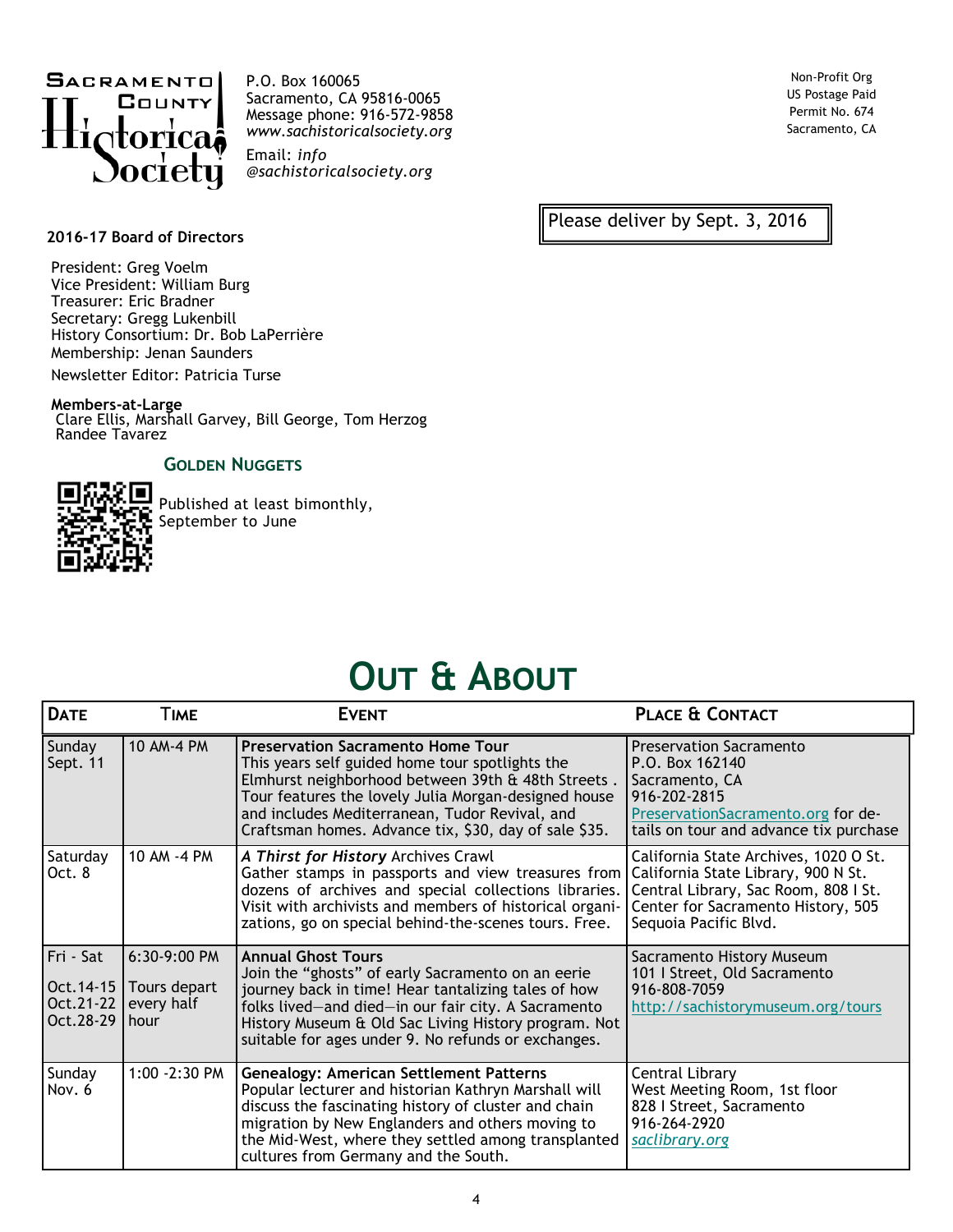**Sacramento County Historical Society**

P.O. Box 160065
Sacramento, CA 95816-0065
Message phone: 916-572-9858
*www.sachistoricalsociety.org*

Email: *info @sachistoricalsociety.org*

Non-Profit Org
US Postage Paid
Permit No. 674
Sacramento, CA

Please deliver by Sept. 3, 2016

**2016-17 Board of Directors**

President: Greg Voelm
Vice President: William Burg
Treasurer: Eric Bradner
Secretary: Gregg Lukenbill
History Consortium: Dr. Bob LaPerrière
Membership: Jenan Saunders
Newsletter Editor: Patricia Turse

**Members-at-Large**
Clare Ellis, Marshall Garvey, Bill George, Tom Herzog
Randee Tavarez

**Golden Nuggets**

Published at least bimonthly,
September to June

# Out & About

| Date | Time | Event | Place & Contact |
|---|---|---|---|
| Sunday Sept. 11 | 10 AM-4 PM | **Preservation Sacramento Home Tour** This years self guided home tour spotlights the Elmhurst neighborhood between 39th & 48th Streets . Tour features the lovely Julia Morgan-designed house and includes Mediterranean, Tudor Revival, and Craftsman homes. Advance tix, $30, day of sale $35. | Preservation Sacramento P.O. Box 162140 Sacramento, CA 916-202-2815 PreservationSacramento.org for details on tour and advance tix purchase |
| Saturday Oct. 8 | 10 AM -4 PM | ***A Thirst for History*** Archives Crawl Gather stamps in passports and view treasures from dozens of archives and special collections libraries. Visit with archivists and members of historical organizations, go on special behind-the-scenes tours. Free. | California State Archives, 1020 O St. California State Library, 900 N St. Central Library, Sac Room, 808 I St. Center for Sacramento History, 505 Sequoia Pacific Blvd. |
| Fri - Sat Oct.14-15 Oct.21-22 Oct.28-29 | 6:30-9:00 PM Tours depart every half hour | **Annual Ghost Tours** Join the “ghosts” of early Sacramento on an eerie journey back in time! Hear tantalizing tales of how folks lived—and died—in our fair city. A Sacramento History Museum & Old Sac Living History program. Not suitable for ages under 9. No refunds or exchanges. | Sacramento History Museum 101 I Street, Old Sacramento 916-808-7059 http://sachistorymuseum.org/tours |
| Sunday Nov. 6 | 1:00 -2:30 PM | **Genealogy: American Settlement Patterns** Popular lecturer and historian Kathryn Marshall will discuss the fascinating history of cluster and chain migration by New Englanders and others moving to the Mid-West, where they settled among transplanted cultures from Germany and the South. | Central Library West Meeting Room, 1st floor 828 I Street, Sacramento 916-264-2920 *saclibrary.org* |